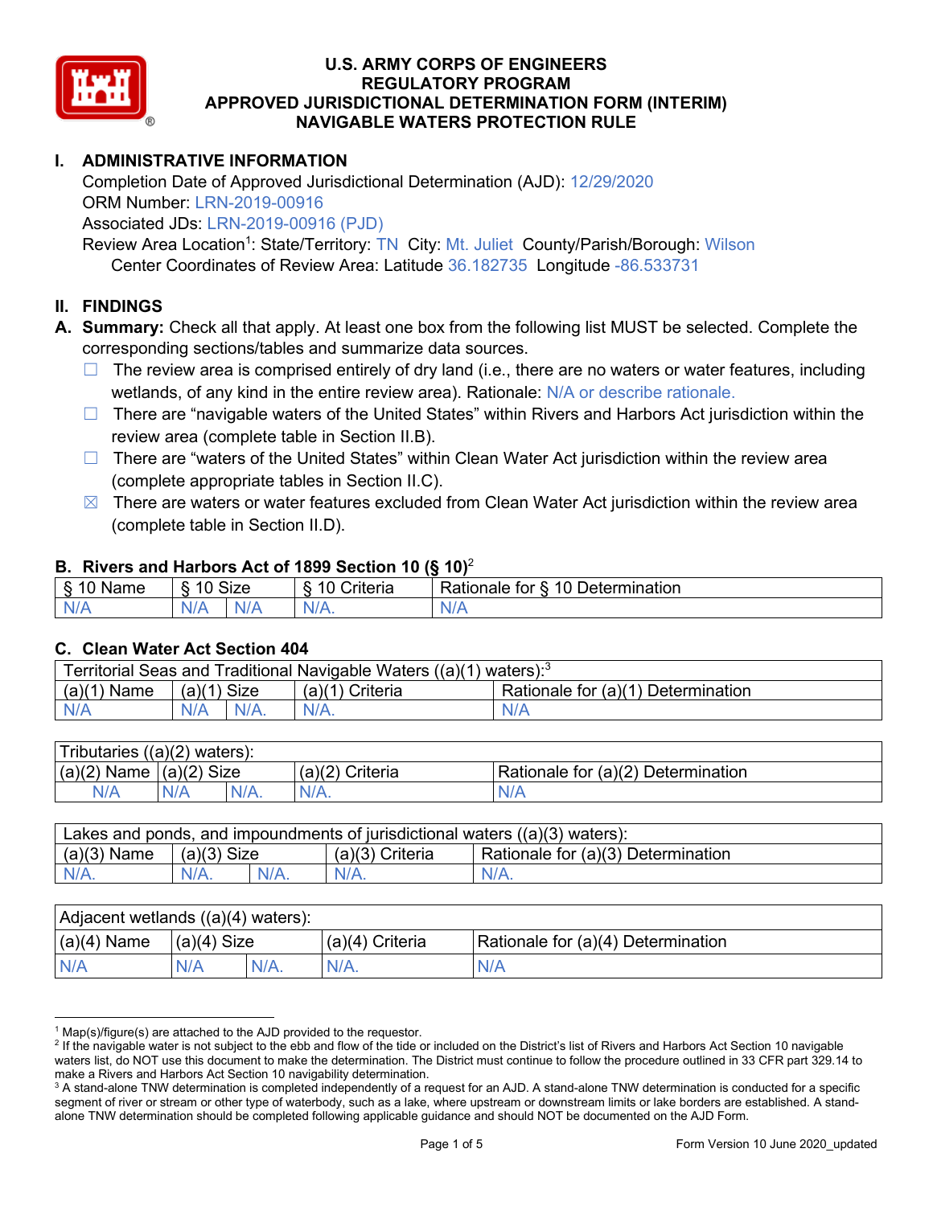# U.S. ARMY CORPS OF ENGINEERS
# REGULATORY PROGRAM
# APPROVED JURISDICTIONAL DETERMINATION FORM (INTERIM)
# NAVIGABLE WATERS PROTECTION RULE

## I. ADMINISTRATIVE INFORMATION

Completion Date of Approved Jurisdictional Determination (AJD): 12/29/2020
ORM Number: LRN-2019-00916
Associated JDs: LRN-2019-00916 (PJD)
Review Area Location[1]: State/Territory: TN City: Mt. Juliet County/Parish/Borough: Wilson
Center Coordinates of Review Area: Latitude 36.182735 Longitude -86.533731

## II. FINDINGS

**A. Summary:** Check all that apply. At least one box from the following list MUST be selected. Complete the corresponding sections/tables and summarize data sources.

- ☐ The review area is comprised entirely of dry land (i.e., there are no waters or water features, including wetlands, of any kind in the entire review area). Rationale: N/A or describe rationale.
- ☐ There are "navigable waters of the United States" within Rivers and Harbors Act jurisdiction within the review area (complete table in Section II.B).
- ☐ There are "waters of the United States" within Clean Water Act jurisdiction within the review area (complete appropriate tables in Section II.C).
- ☒ There are waters or water features excluded from Clean Water Act jurisdiction within the review area (complete table in Section II.D).

### B. Rivers and Harbors Act of 1899 Section 10 (§ 10)[2]

| § 10 Name | § 10 Size | | § 10 Criteria | Rationale for § 10 Determination |
|---|---|---|---|---|
| N/A | N/A | N/A | N/A. | N/A |

### C. Clean Water Act Section 404

| Territorial Seas and Traditional Navigable Waters ((a)(1) waters):[3] | | | | |
|---|---|---|---|---|
| (a)(1) Name | (a)(1) Size | | (a)(1) Criteria | Rationale for (a)(1) Determination |
| N/A | N/A | N/A. | N/A. | N/A |

| Tributaries ((a)(2) waters): | | | | |
|---|---|---|---|---|
| (a)(2) Name | (a)(2) Size | | (a)(2) Criteria | Rationale for (a)(2) Determination |
| N/A | N/A | N/A. | N/A. | N/A |

| Lakes and ponds, and impoundments of jurisdictional waters ((a)(3) waters): | | | | |
|---|---|---|---|---|
| (a)(3) Name | (a)(3) Size | | (a)(3) Criteria | Rationale for (a)(3) Determination |
| N/A. | N/A. | N/A. | N/A. | N/A. |

| Adjacent wetlands ((a)(4) waters): | | | | |
|---|---|---|---|---|
| (a)(4) Name | (a)(4) Size | | (a)(4) Criteria | Rationale for (a)(4) Determination |
| N/A | N/A | N/A. | N/A. | N/A |

---

[1] Map(s)/figure(s) are attached to the AJD provided to the requestor.
[2] If the navigable water is not subject to the ebb and flow of the tide or included on the District's list of Rivers and Harbors Act Section 10 navigable waters list, do NOT use this document to make the determination. The District must continue to follow the procedure outlined in 33 CFR part 329.14 to make a Rivers and Harbors Act Section 10 navigability determination.
[3] A stand-alone TNW determination is completed independently of a request for an AJD. A stand-alone TNW determination is conducted for a specific segment of river or stream or other type of waterbody, such as a lake, where upstream or downstream limits or lake borders are established. A stand-alone TNW determination should be completed following applicable guidance and should NOT be documented on the AJD Form.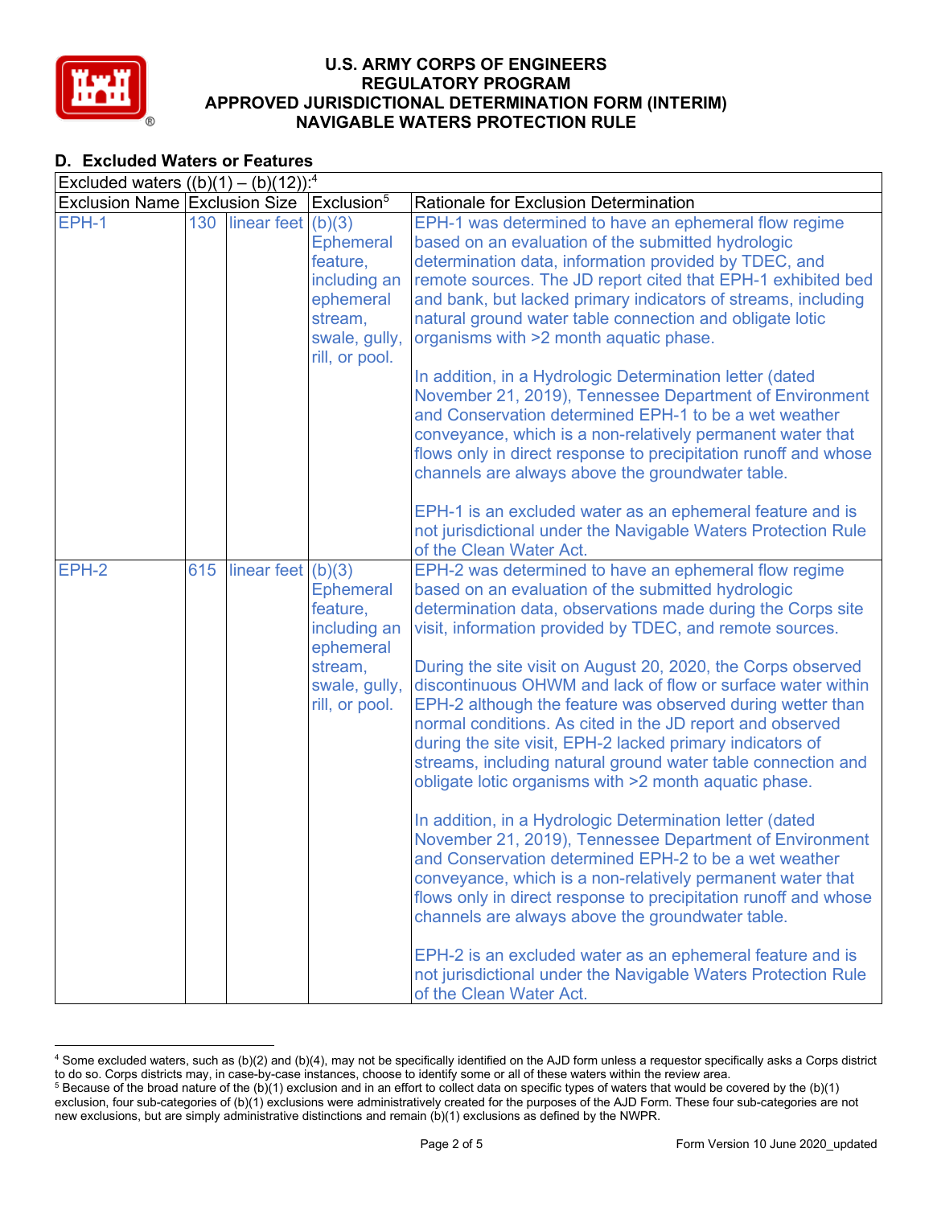## D. Excluded Waters or Features

| Excluded waters ((b)(1) – (b)(12)):[4] | | | | |
|---|---|---|---|---|
| Exclusion Name | Exclusion Size | | Exclusion[5] | Rationale for Exclusion Determination |
| EPH-1 | 130 | linear feet | (b)(3) Ephemeral feature, including an ephemeral stream, swale, gully, rill, or pool. | EPH-1 was determined to have an ephemeral flow regime based on an evaluation of the submitted hydrologic determination data, information provided by TDEC, and remote sources. The JD report cited that EPH-1 exhibited bed and bank, but lacked primary indicators of streams, including natural ground water table connection and obligate lotic organisms with >2 month aquatic phase.<br><br>In addition, in a Hydrologic Determination letter (dated November 21, 2019), Tennessee Department of Environment and Conservation determined EPH-1 to be a wet weather conveyance, which is a non-relatively permanent water that flows only in direct response to precipitation runoff and whose channels are always above the groundwater table.<br><br>EPH-1 is an excluded water as an ephemeral feature and is not jurisdictional under the Navigable Waters Protection Rule of the Clean Water Act. |
| EPH-2 | 615 | linear feet | (b)(3) Ephemeral feature, including an ephemeral stream, swale, gully, rill, or pool. | EPH-2 was determined to have an ephemeral flow regime based on an evaluation of the submitted hydrologic determination data, observations made during the Corps site visit, information provided by TDEC, and remote sources.<br><br>During the site visit on August 20, 2020, the Corps observed discontinuous OHWM and lack of flow or surface water within EPH-2 although the feature was observed during wetter than normal conditions. As cited in the JD report and observed during the site visit, EPH-2 lacked primary indicators of streams, including natural ground water table connection and obligate lotic organisms with >2 month aquatic phase.<br><br>In addition, in a Hydrologic Determination letter (dated November 21, 2019), Tennessee Department of Environment and Conservation determined EPH-2 to be a wet weather conveyance, which is a non-relatively permanent water that flows only in direct response to precipitation runoff and whose channels are always above the groundwater table.<br><br>EPH-2 is an excluded water as an ephemeral feature and is not jurisdictional under the Navigable Waters Protection Rule of the Clean Water Act. |

[4] Some excluded waters, such as (b)(2) and (b)(4), may not be specifically identified on the AJD form unless a requestor specifically asks a Corps district to do so. Corps districts may, in case-by-case instances, choose to identify some or all of these waters within the review area.
[5] Because of the broad nature of the (b)(1) exclusion and in an effort to collect data on specific types of waters that would be covered by the (b)(1) exclusion, four sub-categories of (b)(1) exclusions were administratively created for the purposes of the AJD Form. These four sub-categories are not new exclusions, but are simply administrative distinctions and remain (b)(1) exclusions as defined by the NWPR.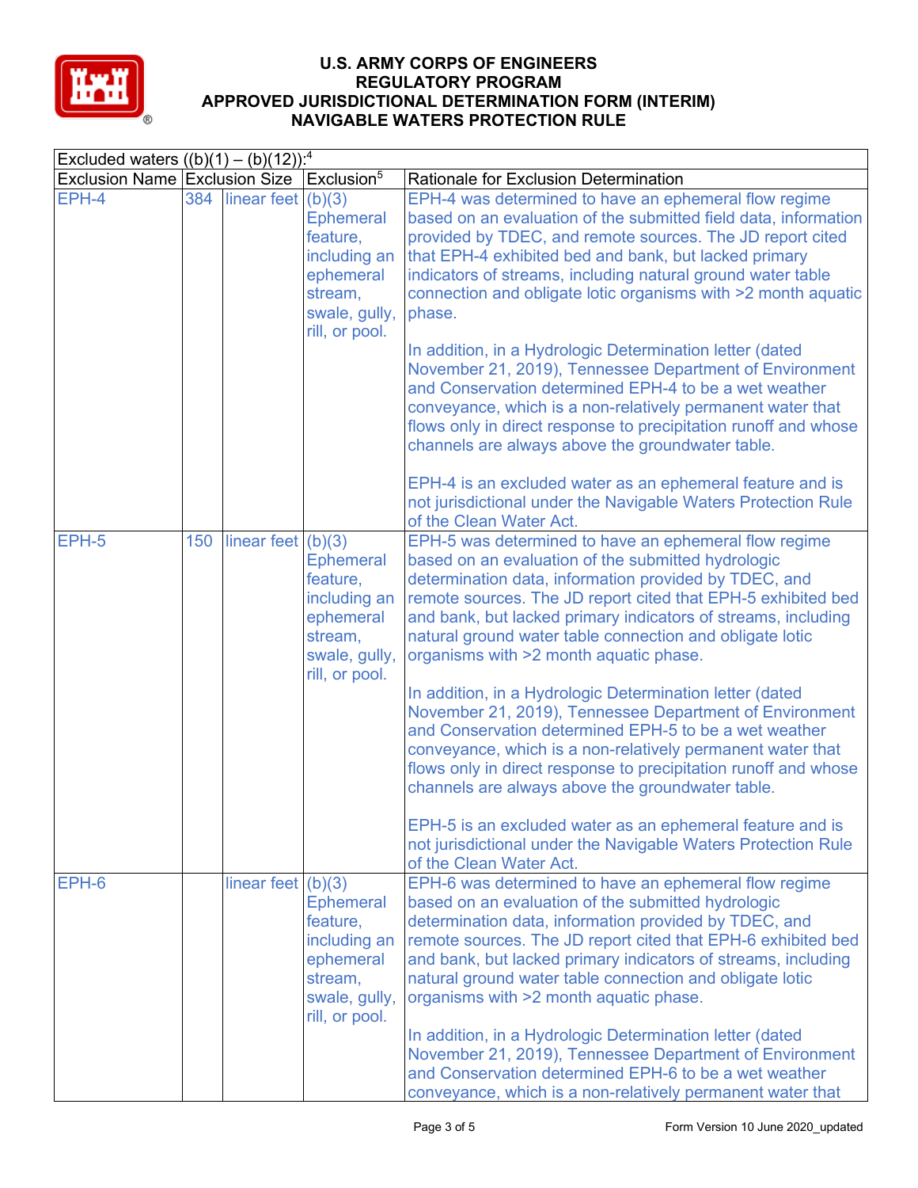# U.S. ARMY CORPS OF ENGINEERS
# REGULATORY PROGRAM
# APPROVED JURISDICTIONAL DETERMINATION FORM (INTERIM)
# NAVIGABLE WATERS PROTECTION RULE

| Excluded waters ((b)(1) – (b)(12)):[4] | | | | |
|---|---|---|---|---|
| Exclusion Name | Exclusion Size | | Exclusion[5] | Rationale for Exclusion Determination |
| EPH-4 | 384 | linear feet | (b)(3) Ephemeral feature, including an ephemeral stream, swale, gully, rill, or pool. | EPH-4 was determined to have an ephemeral flow regime based on an evaluation of the submitted field data, information provided by TDEC, and remote sources. The JD report cited that EPH-4 exhibited bed and bank, but lacked primary indicators of streams, including natural ground water table connection and obligate lotic organisms with >2 month aquatic phase.<br><br>In addition, in a Hydrologic Determination letter (dated November 21, 2019), Tennessee Department of Environment and Conservation determined EPH-4 to be a wet weather conveyance, which is a non-relatively permanent water that flows only in direct response to precipitation runoff and whose channels are always above the groundwater table.<br><br>EPH-4 is an excluded water as an ephemeral feature and is not jurisdictional under the Navigable Waters Protection Rule of the Clean Water Act. |
| EPH-5 | 150 | linear feet | (b)(3) Ephemeral feature, including an ephemeral stream, swale, gully, rill, or pool. | EPH-5 was determined to have an ephemeral flow regime based on an evaluation of the submitted hydrologic determination data, information provided by TDEC, and remote sources. The JD report cited that EPH-5 exhibited bed and bank, but lacked primary indicators of streams, including natural ground water table connection and obligate lotic organisms with >2 month aquatic phase.<br><br>In addition, in a Hydrologic Determination letter (dated November 21, 2019), Tennessee Department of Environment and Conservation determined EPH-5 to be a wet weather conveyance, which is a non-relatively permanent water that flows only in direct response to precipitation runoff and whose channels are always above the groundwater table.<br><br>EPH-5 is an excluded water as an ephemeral feature and is not jurisdictional under the Navigable Waters Protection Rule of the Clean Water Act. |
| EPH-6 | | linear feet | (b)(3) Ephemeral feature, including an ephemeral stream, swale, gully, rill, or pool. | EPH-6 was determined to have an ephemeral flow regime based on an evaluation of the submitted hydrologic determination data, information provided by TDEC, and remote sources. The JD report cited that EPH-6 exhibited bed and bank, but lacked primary indicators of streams, including natural ground water table connection and obligate lotic organisms with >2 month aquatic phase.<br><br>In addition, in a Hydrologic Determination letter (dated November 21, 2019), Tennessee Department of Environment and Conservation determined EPH-6 to be a wet weather conveyance, which is a non-relatively permanent water that |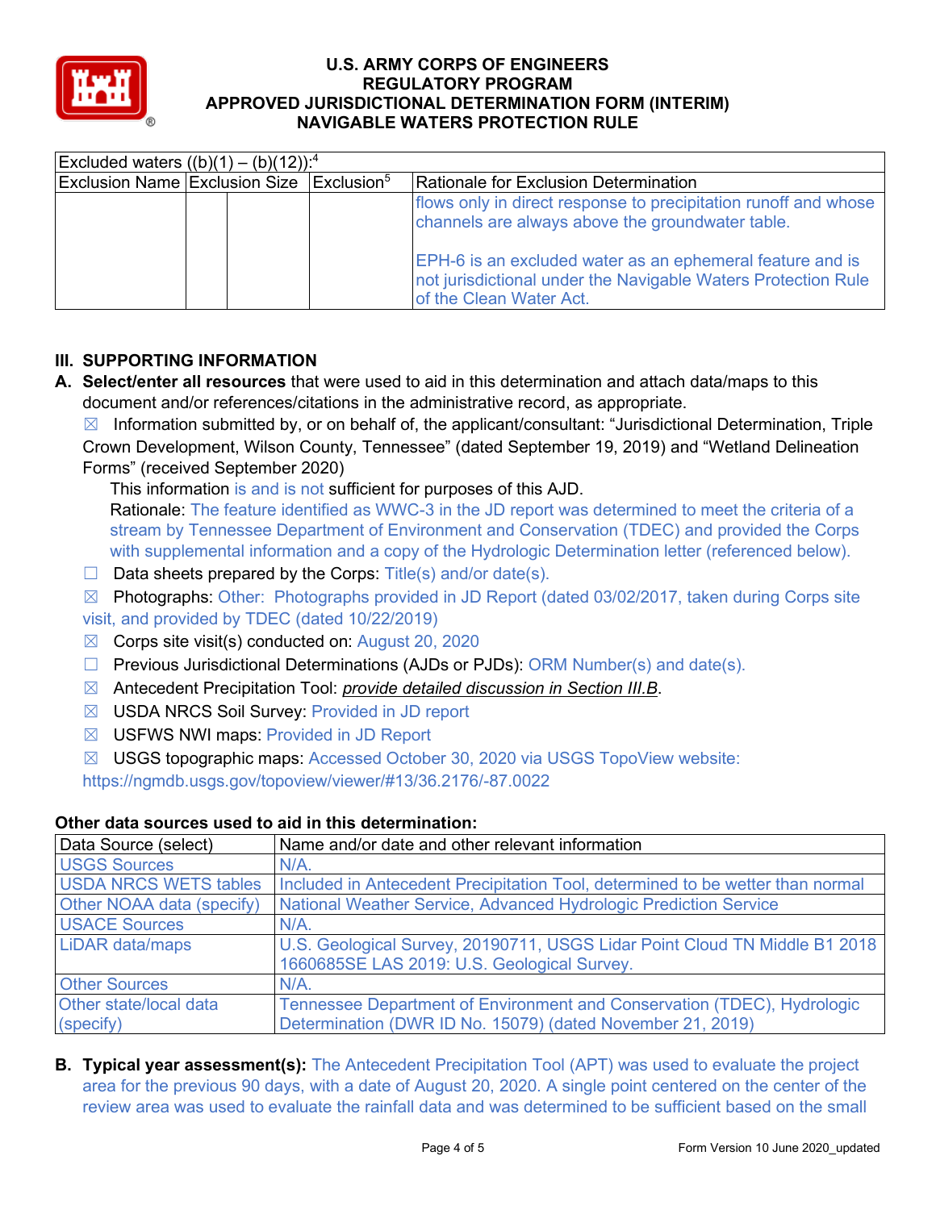| Excluded waters ((b)(1) – (b)(12)):[4] | | | | |
|---|---|---|---|---|
| Exclusion Name | Exclusion Size | | Exclusion[5] | Rationale for Exclusion Determination |
| | | | | flows only in direct response to precipitation runoff and whose channels are always above the groundwater table.<br><br>EPH-6 is an excluded water as an ephemeral feature and is not jurisdictional under the Navigable Waters Protection Rule of the Clean Water Act. |

## III. SUPPORTING INFORMATION

**A. Select/enter all resources** that were used to aid in this determination and attach data/maps to this document and/or references/citations in the administrative record, as appropriate.

☒ Information submitted by, or on behalf of, the applicant/consultant: "Jurisdictional Determination, Triple Crown Development, Wilson County, Tennessee" (dated September 19, 2019) and "Wetland Delineation Forms" (received September 2020)

This information is and is not sufficient for purposes of this AJD.

Rationale: The feature identified as WWC-3 in the JD report was determined to meet the criteria of a stream by Tennessee Department of Environment and Conservation (TDEC) and provided the Corps with supplemental information and a copy of the Hydrologic Determination letter (referenced below).

☐ Data sheets prepared by the Corps: Title(s) and/or date(s).

☒ Photographs: Other: Photographs provided in JD Report (dated 03/02/2017, taken during Corps site visit, and provided by TDEC (dated 10/22/2019)

☒ Corps site visit(s) conducted on: August 20, 2020

☐ Previous Jurisdictional Determinations (AJDs or PJDs): ORM Number(s) and date(s).

☒ Antecedent Precipitation Tool: *provide detailed discussion in Section III.B*.

☒ USDA NRCS Soil Survey: Provided in JD report

☒ USFWS NWI maps: Provided in JD Report

☒ USGS topographic maps: Accessed October 30, 2020 via USGS TopoView website: https://ngmdb.usgs.gov/topoview/viewer/#13/36.2176/-87.0022

**Other data sources used to aid in this determination:**

| Data Source (select) | Name and/or date and other relevant information |
|---|---|
| USGS Sources | N/A. |
| USDA NRCS WETS tables | Included in Antecedent Precipitation Tool, determined to be wetter than normal |
| Other NOAA data (specify) | National Weather Service, Advanced Hydrologic Prediction Service |
| USACE Sources | N/A. |
| LiDAR data/maps | U.S. Geological Survey, 20190711, USGS Lidar Point Cloud TN Middle B1 2018 1660685SE LAS 2019: U.S. Geological Survey. |
| Other Sources | N/A. |
| Other state/local data (specify) | Tennessee Department of Environment and Conservation (TDEC), Hydrologic Determination (DWR ID No. 15079) (dated November 21, 2019) |

**B. Typical year assessment(s):** The Antecedent Precipitation Tool (APT) was used to evaluate the project area for the previous 90 days, with a date of August 20, 2020. A single point centered on the center of the review area was used to evaluate the rainfall data and was determined to be sufficient based on the small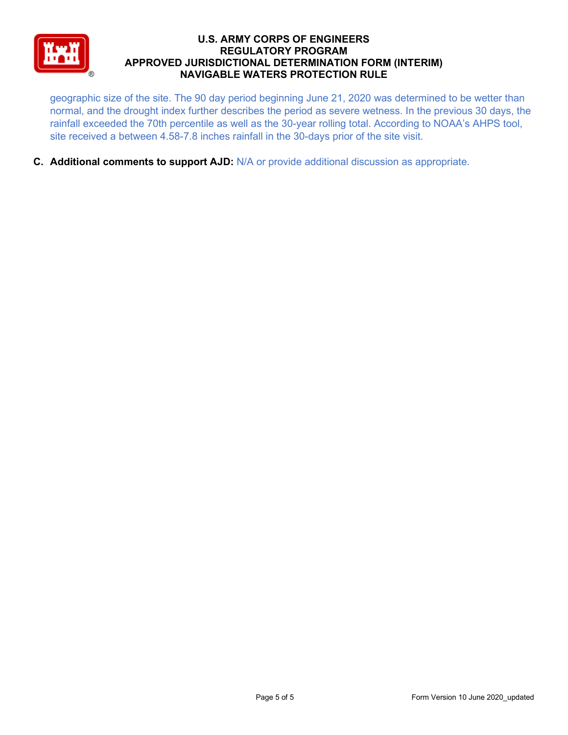geographic size of the site. The 90 day period beginning June 21, 2020 was determined to be wetter than normal, and the drought index further describes the period as severe wetness. In the previous 30 days, the rainfall exceeded the 70th percentile as well as the 30-year rolling total. According to NOAA's AHPS tool, site received a between 4.58-7.8 inches rainfall in the 30-days prior of the site visit.

C. **Additional comments to support AJD:** N/A or provide additional discussion as appropriate.